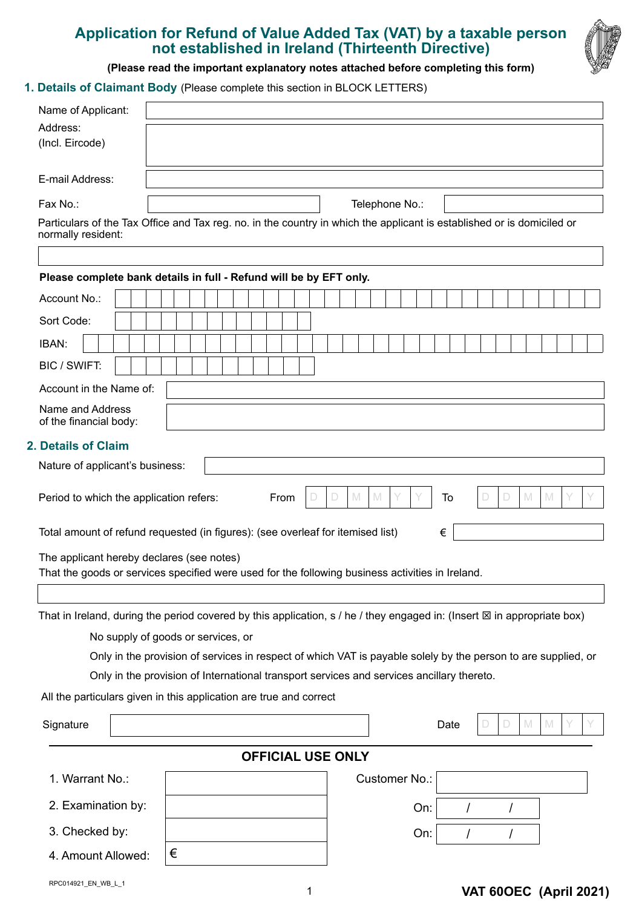# Application for Refund of Value Added Tax (VAT) by a taxable person not established in Ireland (Thirteenth Directive)

**(Please read the important explanatory notes attached before completing this form)**

## 1. Details of Claimant Body (Please complete this section in BLOCK LETTERS)

Name of Applicant:

Address:
(Incl. Eircode)

E-mail Address:

Fax No.: Telephone No.:

Particulars of the Tax Office and Tax reg. no. in the country in which the applicant is established or is domiciled or normally resident:

**Please complete bank details in full - Refund will be by EFT only.**

Account No.:

Sort Code:

IBAN:

BIC / SWIFT:

Account in the Name of:

Name and Address of the financial body:

## 2. Details of Claim

Nature of applicant's business:

Period to which the application refers: From D D M M Y Y To D D M M Y Y

Total amount of refund requested (in figures): (see overleaf for itemised list) €

The applicant hereby declares (see notes)
That the goods or services specified were used for the following business activities in Ireland.

That in Ireland, during the period covered by this application, s / he / they engaged in: (Insert ☒ in appropriate box)

No supply of goods or services, or

Only in the provision of services in respect of which VAT is payable solely by the person to are supplied, or

Only in the provision of International transport services and services ancillary thereto.

All the particulars given in this application are true and correct

Signature Date D D M M Y Y

**OFFICIAL USE ONLY**

| | | | |
|---|---|---|---|
| 1. Warrant No.: | | Customer No.: | |
| 2. Examination by: | | On: | / / |
| 3. Checked by: | | On: | / / |
| 4. Amount Allowed: | € | | |

RPC014921_EN_WB_L_1

**VAT 60OEC (April 2021)**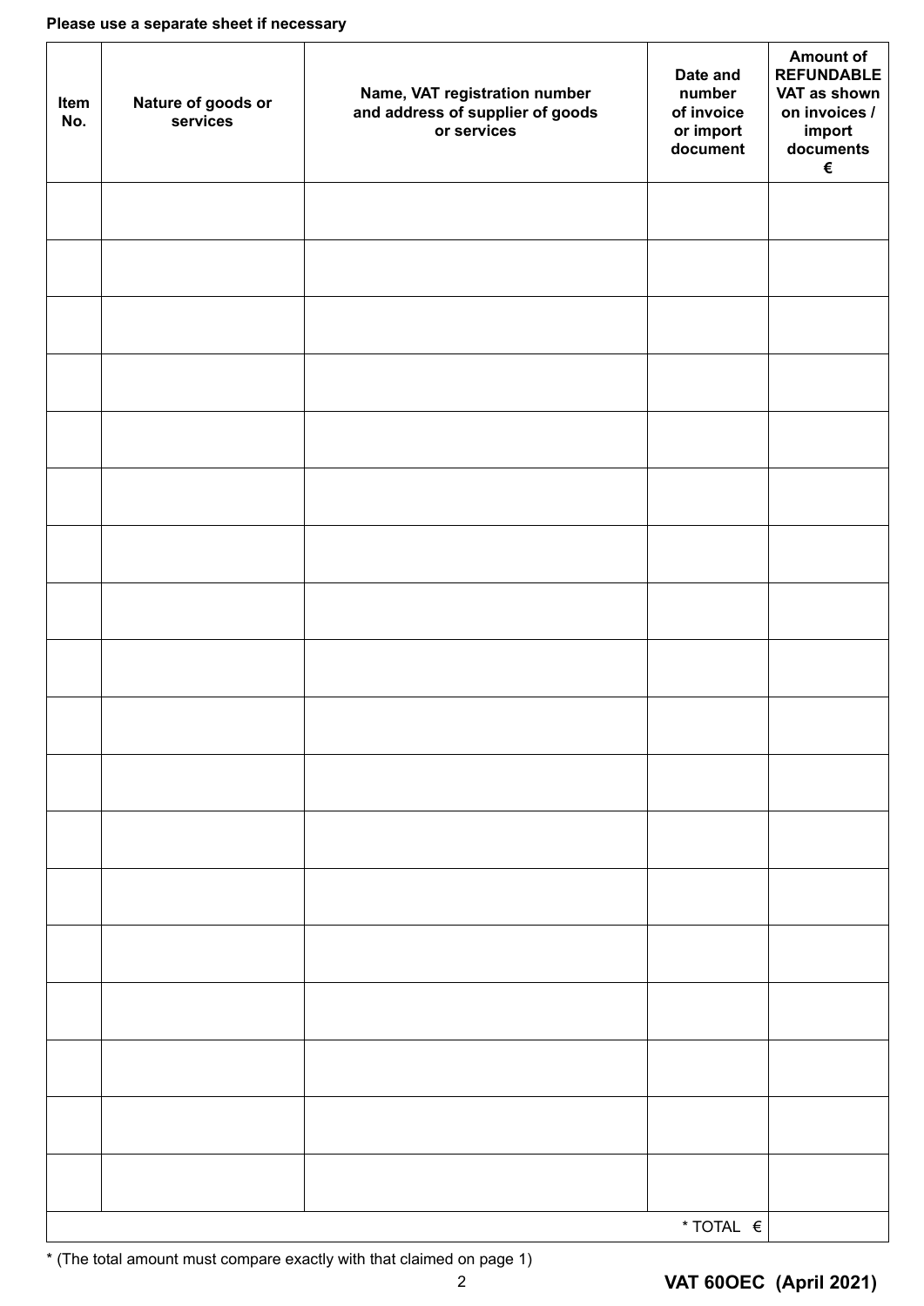**Please use a separate sheet if necessary**

| Item No. | Nature of goods or services | Name, VAT registration number and address of supplier of goods or services | Date and number of invoice or import document | Amount of REFUNDABLE VAT as shown on invoices / import documents € |
|---|---|---|---|---|
| | | | | |
| | | | | |
| | | | | |
| | | | | |
| | | | | |
| | | | | |
| | | | | |
| | | | | |
| | | | | |
| | | | | |
| | | | | |
| | | | | |
| | | | | |
| | | | | |
| | | | | |
| | | | | |
| | | | | |
| | | | | |
| | | | * TOTAL € | |

* (The total amount must compare exactly with that claimed on page 1)

**VAT 60OEC (April 2021)**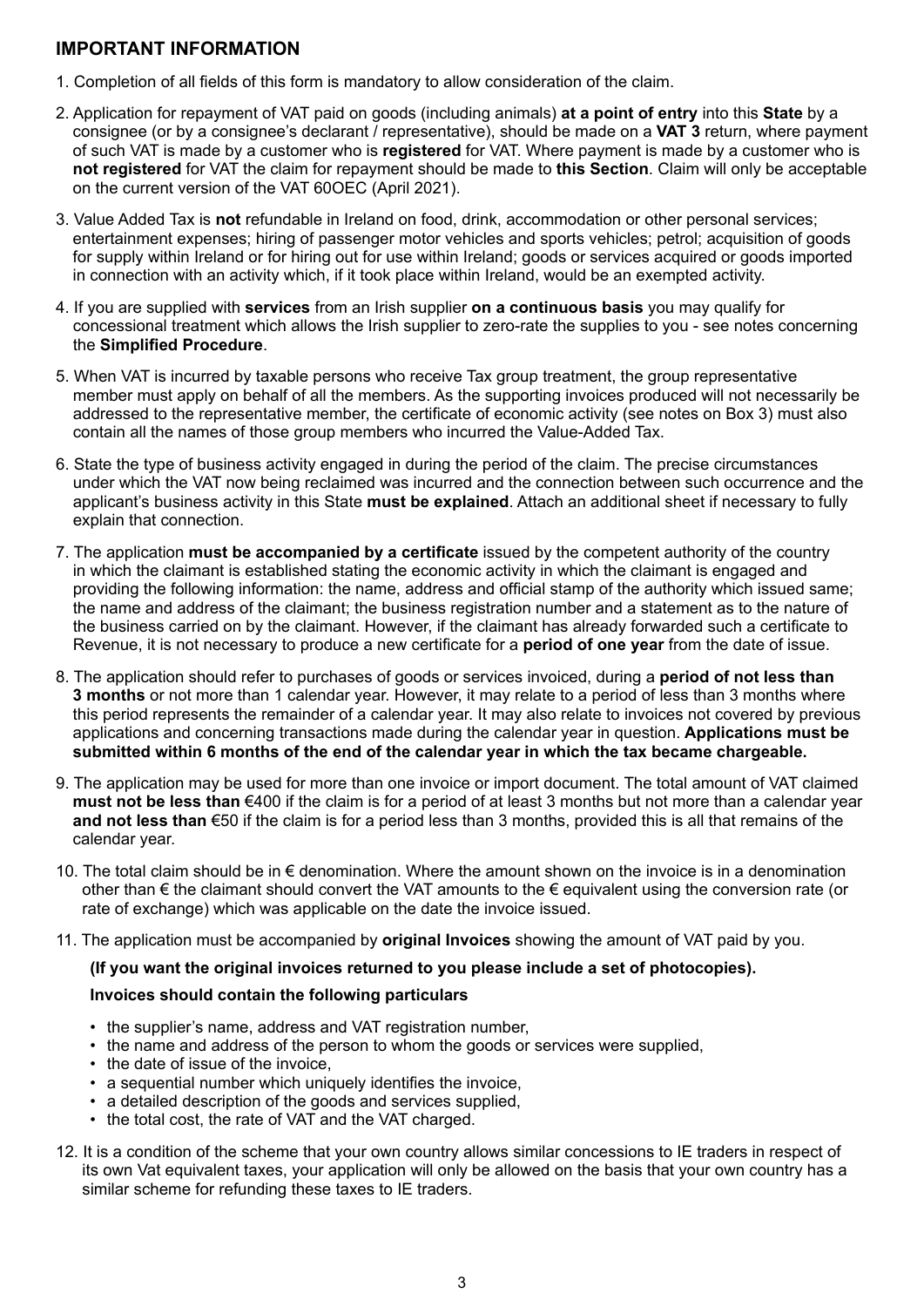## IMPORTANT INFORMATION

1. Completion of all fields of this form is mandatory to allow consideration of the claim.

2. Application for repayment of VAT paid on goods (including animals) **at a point of entry** into this **State** by a consignee (or by a consignee's declarant / representative), should be made on a **VAT 3** return, where payment of such VAT is made by a customer who is **registered** for VAT. Where payment is made by a customer who is **not registered** for VAT the claim for repayment should be made to **this Section**. Claim will only be acceptable on the current version of the VAT 60OEC (April 2021).

3. Value Added Tax is **not** refundable in Ireland on food, drink, accommodation or other personal services; entertainment expenses; hiring of passenger motor vehicles and sports vehicles; petrol; acquisition of goods for supply within Ireland or for hiring out for use within Ireland; goods or services acquired or goods imported in connection with an activity which, if it took place within Ireland, would be an exempted activity.

4. If you are supplied with **services** from an Irish supplier **on a continuous basis** you may qualify for concessional treatment which allows the Irish supplier to zero-rate the supplies to you - see notes concerning the **Simplified Procedure**.

5. When VAT is incurred by taxable persons who receive Tax group treatment, the group representative member must apply on behalf of all the members. As the supporting invoices produced will not necessarily be addressed to the representative member, the certificate of economic activity (see notes on Box 3) must also contain all the names of those group members who incurred the Value-Added Tax.

6. State the type of business activity engaged in during the period of the claim. The precise circumstances under which the VAT now being reclaimed was incurred and the connection between such occurrence and the applicant's business activity in this State **must be explained**. Attach an additional sheet if necessary to fully explain that connection.

7. The application **must be accompanied by a certificate** issued by the competent authority of the country in which the claimant is established stating the economic activity in which the claimant is engaged and providing the following information: the name, address and official stamp of the authority which issued same; the name and address of the claimant; the business registration number and a statement as to the nature of the business carried on by the claimant. However, if the claimant has already forwarded such a certificate to Revenue, it is not necessary to produce a new certificate for a **period of one year** from the date of issue.

8. The application should refer to purchases of goods or services invoiced, during a **period of not less than 3 months** or not more than 1 calendar year. However, it may relate to a period of less than 3 months where this period represents the remainder of a calendar year. It may also relate to invoices not covered by previous applications and concerning transactions made during the calendar year in question. **Applications must be submitted within 6 months of the end of the calendar year in which the tax became chargeable.**

9. The application may be used for more than one invoice or import document. The total amount of VAT claimed **must not be less than** €400 if the claim is for a period of at least 3 months but not more than a calendar year **and not less than** €50 if the claim is for a period less than 3 months, provided this is all that remains of the calendar year.

10. The total claim should be in € denomination. Where the amount shown on the invoice is in a denomination other than € the claimant should convert the VAT amounts to the € equivalent using the conversion rate (or rate of exchange) which was applicable on the date the invoice issued.

11. The application must be accompanied by **original Invoices** showing the amount of VAT paid by you.

    **(If you want the original invoices returned to you please include a set of photocopies).**

    **Invoices should contain the following particulars**

    - the supplier's name, address and VAT registration number,
    - the name and address of the person to whom the goods or services were supplied,
    - the date of issue of the invoice,
    - a sequential number which uniquely identifies the invoice,
    - a detailed description of the goods and services supplied,
    - the total cost, the rate of VAT and the VAT charged.

12. It is a condition of the scheme that your own country allows similar concessions to IE traders in respect of its own Vat equivalent taxes, your application will only be allowed on the basis that your own country has a similar scheme for refunding these taxes to IE traders.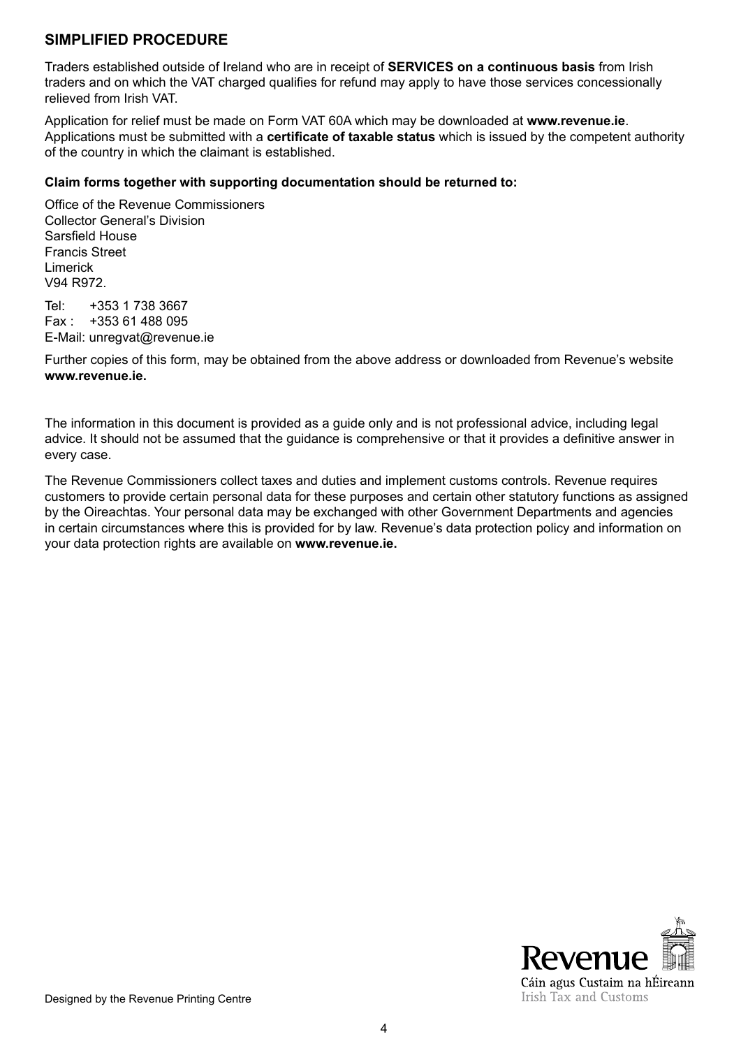## SIMPLIFIED PROCEDURE

Traders established outside of Ireland who are in receipt of **SERVICES on a continuous basis** from Irish traders and on which the VAT charged qualifies for refund may apply to have those services concessionally relieved from Irish VAT.

Application for relief must be made on Form VAT 60A which may be downloaded at **www.revenue.ie**. Applications must be submitted with a **certificate of taxable status** which is issued by the competent authority of the country in which the claimant is established.

**Claim forms together with supporting documentation should be returned to:**

Office of the Revenue Commissioners
Collector General's Division
Sarsfield House
Francis Street
Limerick
V94 R972.

Tel: +353 1 738 3667
Fax : +353 61 488 095
E-Mail: unregvat@revenue.ie

Further copies of this form, may be obtained from the above address or downloaded from Revenue's website **www.revenue.ie.**

The information in this document is provided as a guide only and is not professional advice, including legal advice. It should not be assumed that the guidance is comprehensive or that it provides a definitive answer in every case.

The Revenue Commissioners collect taxes and duties and implement customs controls. Revenue requires customers to provide certain personal data for these purposes and certain other statutory functions as assigned by the Oireachtas. Your personal data may be exchanged with other Government Departments and agencies in certain circumstances where this is provided for by law. Revenue's data protection policy and information on your data protection rights are available on **www.revenue.ie.**

Designed by the Revenue Printing Centre

Revenue
Cáin agus Custaim na hÉireann
Irish Tax and Customs